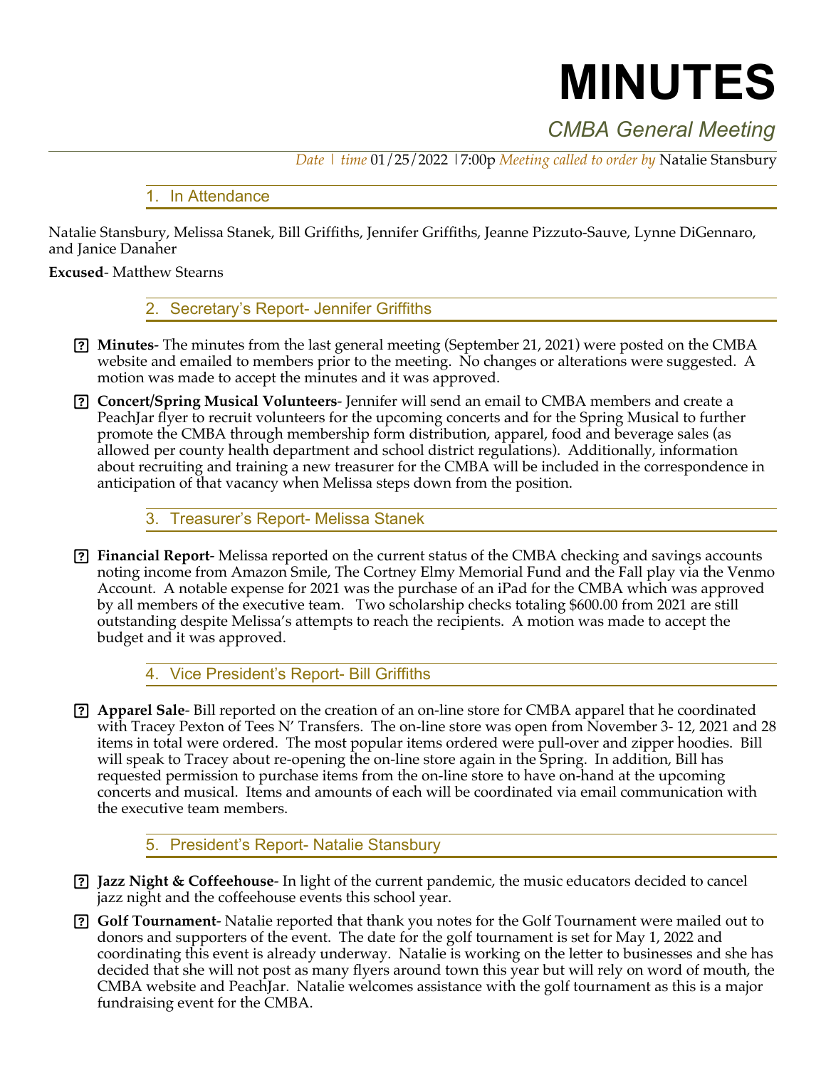# MINUTES

## CMBA General Meeting

*Date | time* 01/25/2022 |7:00p *Meeting called to order by* Natalie Stansbury

### 1. In Attendance

Natalie Stansbury, Melissa Stanek, Bill Griffiths, Jennifer Griffiths, Jeanne Pizzuto-Sauve, Lynne DiGennaro, and Janice Danaher

**Excused**- Matthew Stearns

### 2. Secretary's Report- Jennifer Griffiths

- **Minutes**- The minutes from the last general meeting (September 21, 2021) were posted on the CMBA website and emailed to members prior to the meeting. No changes or alterations were suggested. A motion was made to accept the minutes and it was approved.
- **Concert/Spring Musical Volunteers**- Jennifer will send an email to CMBA members and create a PeachJar flyer to recruit volunteers for the upcoming concerts and for the Spring Musical to further promote the CMBA through membership form distribution, apparel, food and beverage sales (as allowed per county health department and school district regulations). Additionally, information about recruiting and training a new treasurer for the CMBA will be included in the correspondence in anticipation of that vacancy when Melissa steps down from the position.

### 3. Treasurer's Report- Melissa Stanek

- **Financial Report**- Melissa reported on the current status of the CMBA checking and savings accounts noting income from Amazon Smile, The Cortney Elmy Memorial Fund and the Fall play via the Venmo Account. A notable expense for 2021 was the purchase of an iPad for the CMBA which was approved by all members of the executive team. Two scholarship checks totaling $600.00 from 2021 are still outstanding despite Melissa's attempts to reach the recipients. A motion was made to accept the budget and it was approved.

### 4. Vice President's Report- Bill Griffiths

- **Apparel Sale**- Bill reported on the creation of an on-line store for CMBA apparel that he coordinated with Tracey Pexton of Tees N' Transfers. The on-line store was open from November 3- 12, 2021 and 28 items in total were ordered. The most popular items ordered were pull-over and zipper hoodies. Bill will speak to Tracey about re-opening the on-line store again in the Spring. In addition, Bill has requested permission to purchase items from the on-line store to have on-hand at the upcoming concerts and musical. Items and amounts of each will be coordinated via email communication with the executive team members.

### 5. President's Report- Natalie Stansbury

- **Jazz Night & Coffeehouse**- In light of the current pandemic, the music educators decided to cancel jazz night and the coffeehouse events this school year.
- **Golf Tournament**- Natalie reported that thank you notes for the Golf Tournament were mailed out to donors and supporters of the event. The date for the golf tournament is set for May 1, 2022 and coordinating this event is already underway. Natalie is working on the letter to businesses and she has decided that she will not post as many flyers around town this year but will rely on word of mouth, the CMBA website and PeachJar. Natalie welcomes assistance with the golf tournament as this is a major fundraising event for the CMBA.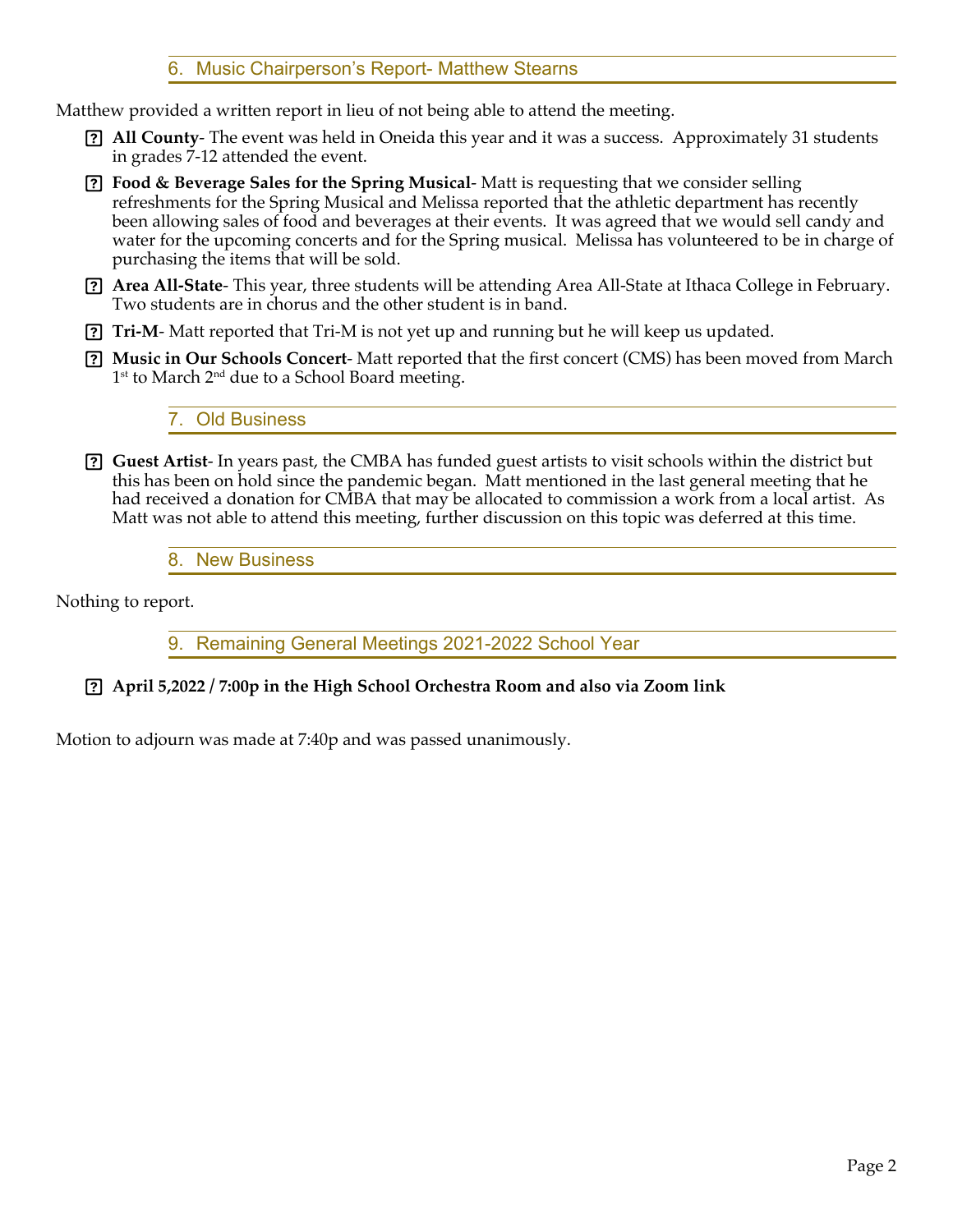## 6. Music Chairperson's Report- Matthew Stearns

Matthew provided a written report in lieu of not being able to attend the meeting.

- **All County**- The event was held in Oneida this year and it was a success. Approximately 31 students in grades 7-12 attended the event.
- **Food & Beverage Sales for the Spring Musical**- Matt is requesting that we consider selling refreshments for the Spring Musical and Melissa reported that the athletic department has recently been allowing sales of food and beverages at their events. It was agreed that we would sell candy and water for the upcoming concerts and for the Spring musical. Melissa has volunteered to be in charge of purchasing the items that will be sold.
- **Area All-State**- This year, three students will be attending Area All-State at Ithaca College in February. Two students are in chorus and the other student is in band.
- **Tri-M**- Matt reported that Tri-M is not yet up and running but he will keep us updated.
- **Music in Our Schools Concert**- Matt reported that the first concert (CMS) has been moved from March 1st to March 2nd due to a School Board meeting.

## 7. Old Business

- **Guest Artist**- In years past, the CMBA has funded guest artists to visit schools within the district but this has been on hold since the pandemic began. Matt mentioned in the last general meeting that he had received a donation for CMBA that may be allocated to commission a work from a local artist. As Matt was not able to attend this meeting, further discussion on this topic was deferred at this time.

## 8. New Business

Nothing to report.

## 9. Remaining General Meetings 2021-2022 School Year

- **April 5,2022 / 7:00p in the High School Orchestra Room and also via Zoom link**

Motion to adjourn was made at 7:40p and was passed unanimously.